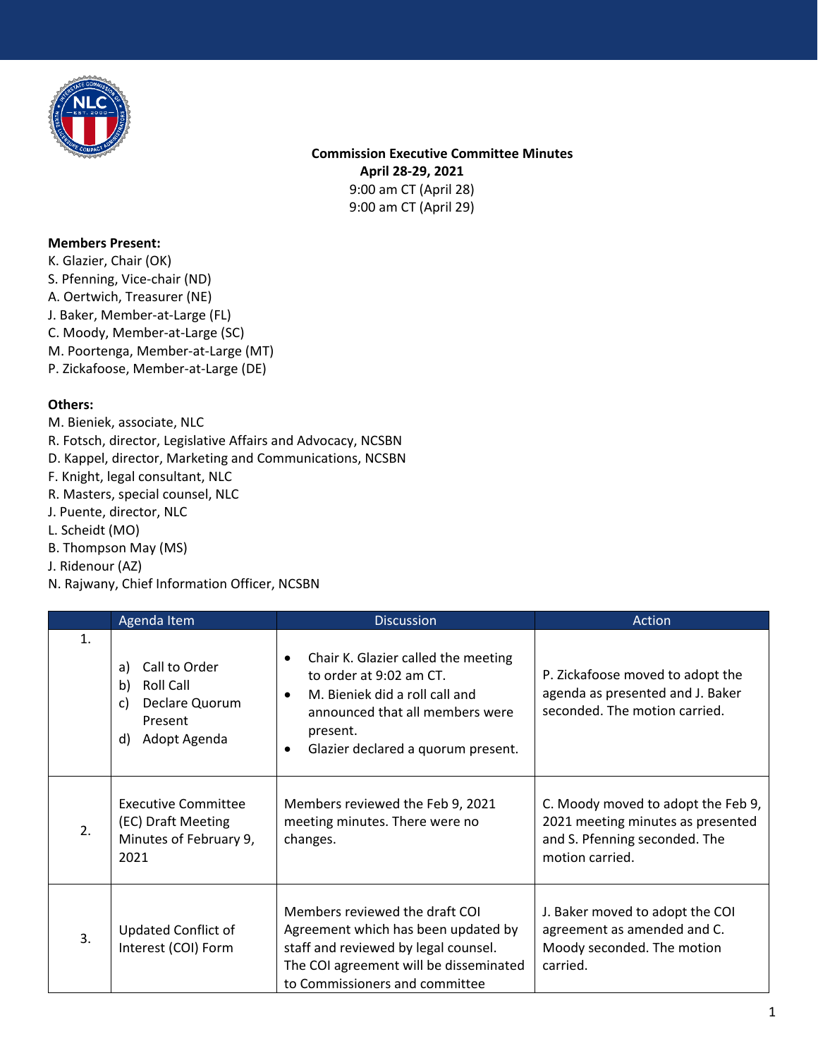**Commission Executive Committee Minutes**
**April 28-29, 2021**
9:00 am CT (April 28)
9:00 am CT (April 29)

**Members Present:**
K. Glazier, Chair (OK)
S. Pfenning, Vice-chair (ND)
A. Oertwich, Treasurer (NE)
J. Baker, Member-at-Large (FL)
C. Moody, Member-at-Large (SC)
M. Poortenga, Member-at-Large (MT)
P. Zickafoose, Member-at-Large (DE)

**Others:**
M. Bieniek, associate, NLC
R. Fotsch, director, Legislative Affairs and Advocacy, NCSBN
D. Kappel, director, Marketing and Communications, NCSBN
F. Knight, legal consultant, NLC
R. Masters, special counsel, NLC
J. Puente, director, NLC
L. Scheidt (MO)
B. Thompson May (MS)
J. Ridenour (AZ)
N. Rajwany, Chief Information Officer, NCSBN

| | Agenda Item | Discussion | Action |
|---|---|---|---|
| 1. | a) Call to Order<br>b) Roll Call<br>c) Declare Quorum Present<br>d) Adopt Agenda | • Chair K. Glazier called the meeting to order at 9:02 am CT.<br>• M. Bieniek did a roll call and announced that all members were present.<br>• Glazier declared a quorum present. | P. Zickafoose moved to adopt the agenda as presented and J. Baker seconded. The motion carried. |
| 2. | Executive Committee (EC) Draft Meeting Minutes of February 9, 2021 | Members reviewed the Feb 9, 2021 meeting minutes. There were no changes. | C. Moody moved to adopt the Feb 9, 2021 meeting minutes as presented and S. Pfenning seconded. The motion carried. |
| 3. | Updated Conflict of Interest (COI) Form | Members reviewed the draft COI Agreement which has been updated by staff and reviewed by legal counsel. The COI agreement will be disseminated to Commissioners and committee | J. Baker moved to adopt the COI agreement as amended and C. Moody seconded. The motion carried. |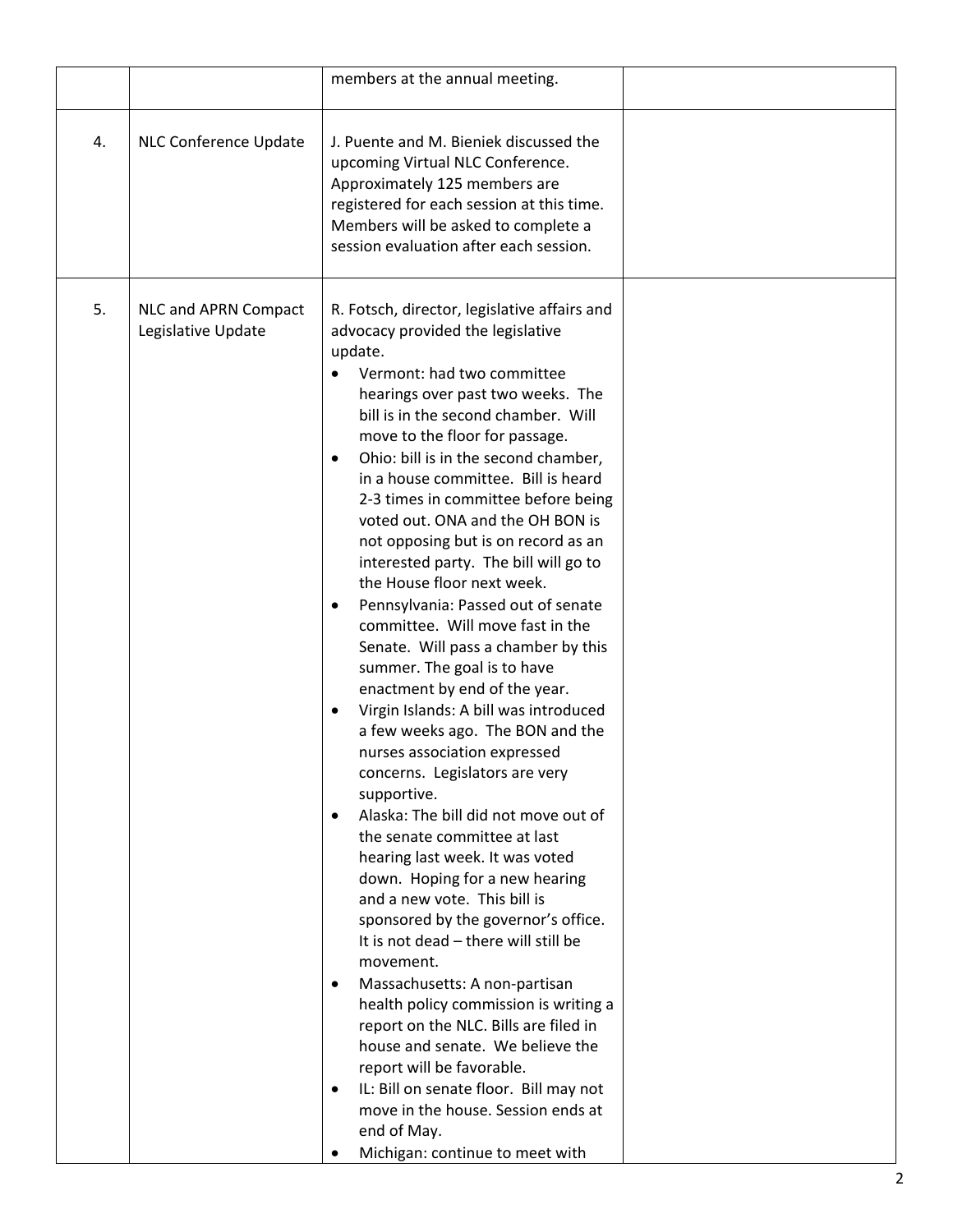| | | | |
|---|---|---|---|
| | | members at the annual meeting. | |
| 4. | NLC Conference Update | J. Puente and M. Bieniek discussed the upcoming Virtual NLC Conference. Approximately 125 members are registered for each session at this time. Members will be asked to complete a session evaluation after each session. | |
| 5. | NLC and APRN Compact Legislative Update | R. Fotsch, director, legislative affairs and advocacy provided the legislative update.<br>• Vermont: had two committee hearings over past two weeks. The bill is in the second chamber. Will move to the floor for passage.<br>• Ohio: bill is in the second chamber, in a house committee. Bill is heard 2-3 times in committee before being voted out. ONA and the OH BON is not opposing but is on record as an interested party. The bill will go to the House floor next week.<br>• Pennsylvania: Passed out of senate committee. Will move fast in the Senate. Will pass a chamber by this summer. The goal is to have enactment by end of the year.<br>• Virgin Islands: A bill was introduced a few weeks ago. The BON and the nurses association expressed concerns. Legislators are very supportive.<br>• Alaska: The bill did not move out of the senate committee at last hearing last week. It was voted down. Hoping for a new hearing and a new vote. This bill is sponsored by the governor's office. It is not dead – there will still be movement.<br>• Massachusetts: A non-partisan health policy commission is writing a report on the NLC. Bills are filed in house and senate. We believe the report will be favorable.<br>• IL: Bill on senate floor. Bill may not move in the house. Session ends at end of May.<br>• Michigan: continue to meet with | |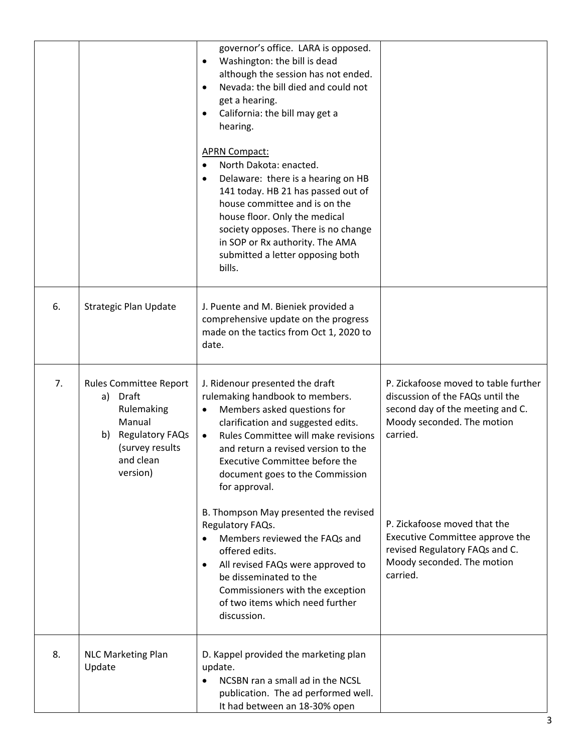| | | | |
|---|---|---|---|
| | | governor's office. LARA is opposed.<br>• Washington: the bill is dead although the session has not ended.<br>• Nevada: the bill died and could not get a hearing.<br>• California: the bill may get a hearing.<br><br><u>APRN Compact:</u><br>• North Dakota: enacted.<br>• Delaware: there is a hearing on HB 141 today. HB 21 has passed out of house committee and is on the house floor. Only the medical society opposes. There is no change in SOP or Rx authority. The AMA submitted a letter opposing both bills. | |
| 6. | Strategic Plan Update | J. Puente and M. Bieniek provided a comprehensive update on the progress made on the tactics from Oct 1, 2020 to date. | |
| 7. | Rules Committee Report<br>a) Draft Rulemaking Manual<br>b) Regulatory FAQs (survey results and clean version) | J. Ridenour presented the draft rulemaking handbook to members.<br>• Members asked questions for clarification and suggested edits.<br>• Rules Committee will make revisions and return a revised version to the Executive Committee before the document goes to the Commission for approval.<br><br>B. Thompson May presented the revised Regulatory FAQs.<br>• Members reviewed the FAQs and offered edits.<br>• All revised FAQs were approved to be disseminated to the Commissioners with the exception of two items which need further discussion. | P. Zickafoose moved to table further discussion of the FAQs until the second day of the meeting and C. Moody seconded. The motion carried.<br><br>P. Zickafoose moved that the Executive Committee approve the revised Regulatory FAQs and C. Moody seconded. The motion carried. |
| 8. | NLC Marketing Plan Update | D. Kappel provided the marketing plan update.<br>• NCSBN ran a small ad in the NCSL publication. The ad performed well. It had between an 18-30% open | |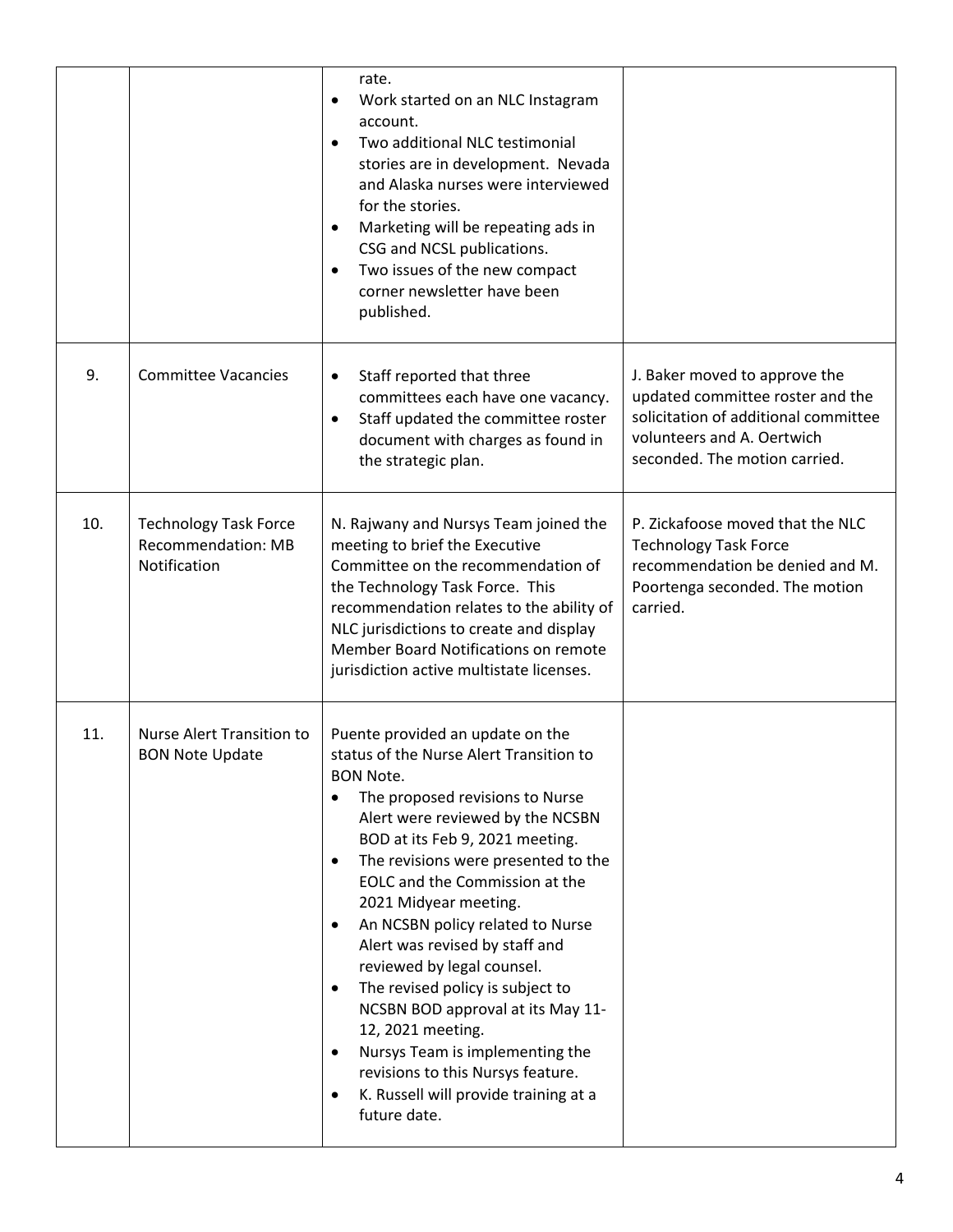| | | | |
|---|---|---|---|
| | | rate.<br>• Work started on an NLC Instagram account.<br>• Two additional NLC testimonial stories are in development. Nevada and Alaska nurses were interviewed for the stories.<br>• Marketing will be repeating ads in CSG and NCSL publications.<br>• Two issues of the new compact corner newsletter have been published. | |
| 9. | Committee Vacancies | • Staff reported that three committees each have one vacancy.<br>• Staff updated the committee roster document with charges as found in the strategic plan. | J. Baker moved to approve the updated committee roster and the solicitation of additional committee volunteers and A. Oertwich seconded. The motion carried. |
| 10. | Technology Task Force Recommendation: MB Notification | N. Rajwany and Nursys Team joined the meeting to brief the Executive Committee on the recommendation of the Technology Task Force. This recommendation relates to the ability of NLC jurisdictions to create and display Member Board Notifications on remote jurisdiction active multistate licenses. | P. Zickafoose moved that the NLC Technology Task Force recommendation be denied and M. Poortenga seconded. The motion carried. |
| 11. | Nurse Alert Transition to BON Note Update | Puente provided an update on the status of the Nurse Alert Transition to BON Note.<br>• The proposed revisions to Nurse Alert were reviewed by the NCSBN BOD at its Feb 9, 2021 meeting.<br>• The revisions were presented to the EOLC and the Commission at the 2021 Midyear meeting.<br>• An NCSBN policy related to Nurse Alert was revised by staff and reviewed by legal counsel.<br>• The revised policy is subject to NCSBN BOD approval at its May 11-12, 2021 meeting.<br>• Nursys Team is implementing the revisions to this Nursys feature.<br>• K. Russell will provide training at a future date. | |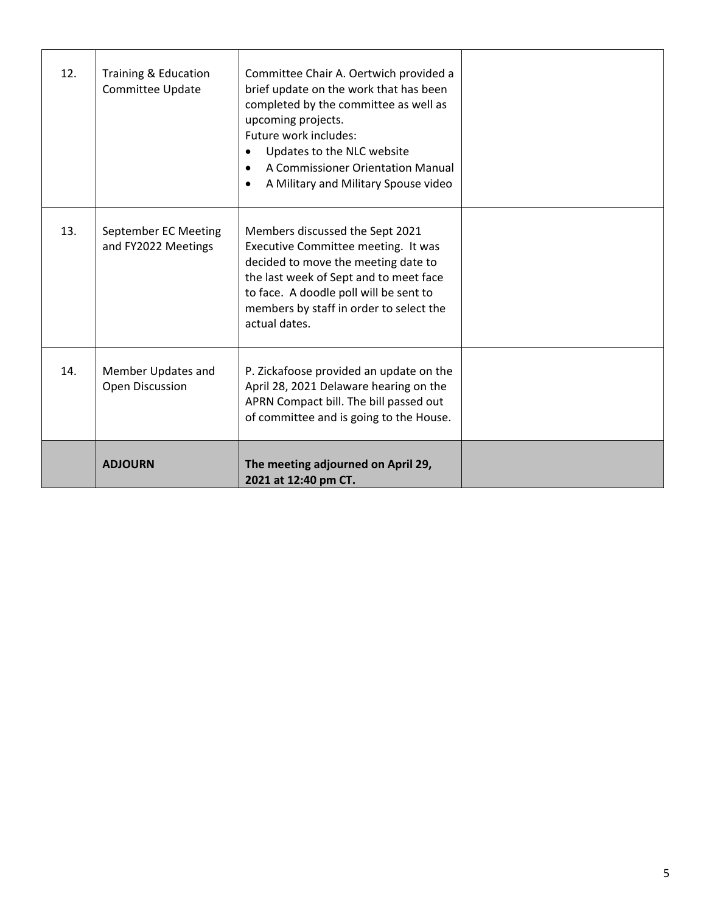| | | | |
|---|---|---|---|
| 12. | Training & Education Committee Update | Committee Chair A. Oertwich provided a brief update on the work that has been completed by the committee as well as upcoming projects.<br>Future work includes:<br>• Updates to the NLC website<br>• A Commissioner Orientation Manual<br>• A Military and Military Spouse video | |
| 13. | September EC Meeting and FY2022 Meetings | Members discussed the Sept 2021 Executive Committee meeting. It was decided to move the meeting date to the last week of Sept and to meet face to face. A doodle poll will be sent to members by staff in order to select the actual dates. | |
| 14. | Member Updates and Open Discussion | P. Zickafoose provided an update on the April 28, 2021 Delaware hearing on the APRN Compact bill. The bill passed out of committee and is going to the House. | |
| | **ADJOURN** | **The meeting adjourned on April 29, 2021 at 12:40 pm CT.** | |